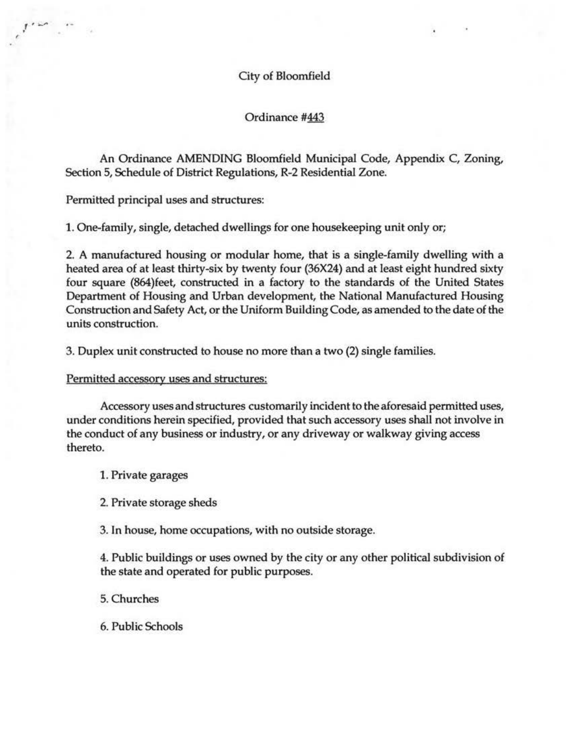City of Bloomfield

Ordinance #443

An Ordinance AMENDING Bloomfield Municipal Code, Appendix C, Zoning, Section 5, Schedule of District Regulations, R-2 Residential Zone.

Permitted principal uses and structures:

1. One-family, single, detached dwellings for one housekeeping unit only or;

2. A manufactured housing or modular home, that is a single-family dwelling with a heated area of at least thirty-six by twenty four (36X24) and at least eight hundred sixty four square (864)feet, constructed in a factory to the standards of the United States Department of Housing and Urban development, the National Manufactured Housing Construction and Safety Act, or the Uniform Building Code, as amended to the date of the units construction.

3. Duplex unit constructed to house no more than a two (2) single families.

<u>Permitted accessory uses and structures:</u>

Accessory uses and structures customarily incident to the aforesaid permitted uses, under conditions herein specified, provided that such accessory uses shall not involve in the conduct of any business or industry, or any driveway or walkway giving access thereto.

1. Private garages

2. Private storage sheds

3. In house, home occupations, with no outside storage.

4. Public buildings or uses owned by the city or any other political subdivision of the state and operated for public purposes.

5. Churches

6. Public Schools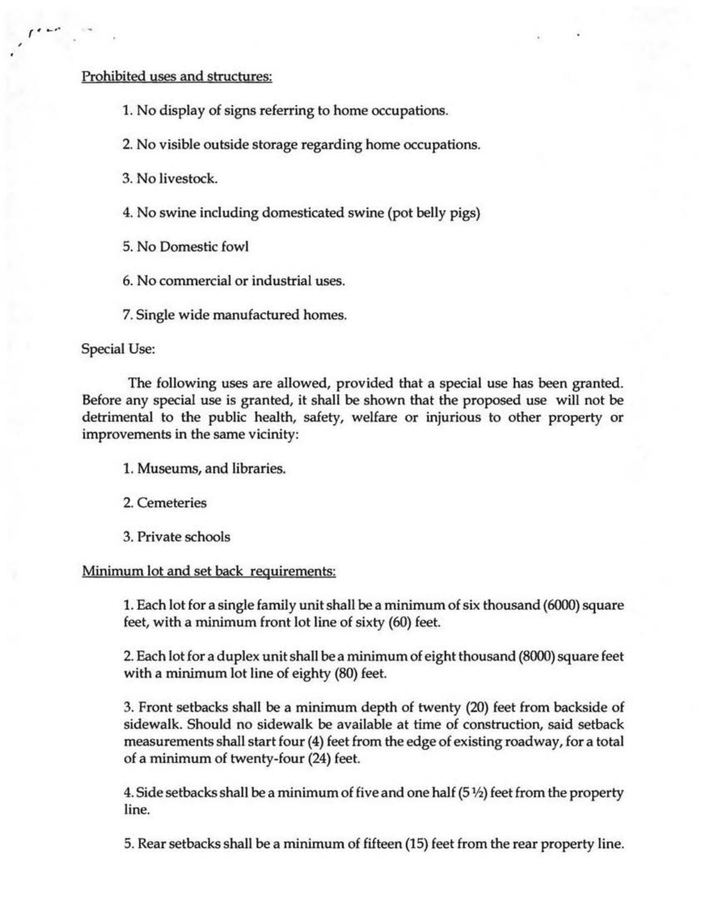Prohibited uses and structures:

1. No display of signs referring to home occupations.

2. No visible outside storage regarding home occupations.

3. No livestock.

4. No swine including domesticated swine (pot belly pigs)

5. No Domestic fowl

6. No commercial or industrial uses.

7. Single wide manufactured homes.

Special Use:

The following uses are allowed, provided that a special use has been granted. Before any special use is granted, it shall be shown that the proposed use will not be detrimental to the public health, safety, welfare or injurious to other property or improvements in the same vicinity:

1. Museums, and libraries.

2. Cemeteries

3. Private schools

Minimum lot and set back requirements:

1. Each lot for a single family unit shall be a minimum of six thousand (6000) square feet, with a minimum front lot line of sixty (60) feet.

2. Each lot for a duplex unit shall be a minimum of eight thousand (8000) square feet with a minimum lot line of eighty (80) feet.

3. Front setbacks shall be a minimum depth of twenty (20) feet from backside of sidewalk. Should no sidewalk be available at time of construction, said setback measurements shall start four (4) feet from the edge of existing roadway, for a total of a minimum of twenty-four (24) feet.

4. Side setbacks shall be a minimum of five and one half (5 ½) feet from the property line.

5. Rear setbacks shall be a minimum of fifteen (15) feet from the rear property line.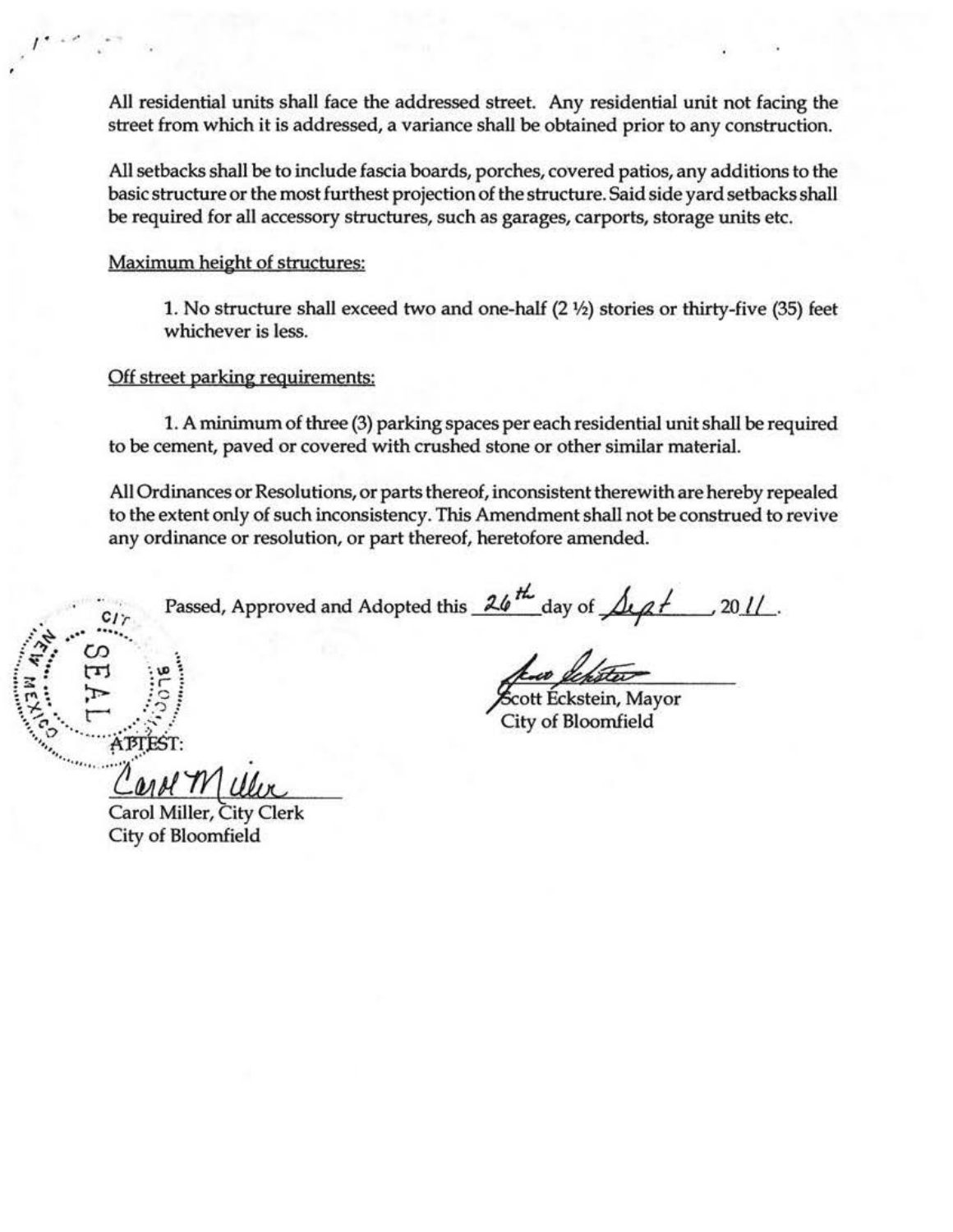All residential units shall face the addressed street. Any residential unit not facing the street from which it is addressed, a variance shall be obtained prior to any construction.

All setbacks shall be to include fascia boards, porches, covered patios, any additions to the basic structure or the most furthest projection of the structure. Said side yard setbacks shall be required for all accessory structures, such as garages, carports, storage units etc.

Maximum height of structures:

1. No structure shall exceed two and one-half (2 ½) stories or thirty-five (35) feet whichever is less.

Off street parking requirements:

1. A minimum of three (3) parking spaces per each residential unit shall be required to be cement, paved or covered with crushed stone or other similar material.

All Ordinances or Resolutions, or parts thereof, inconsistent therewith are hereby repealed to the extent only of such inconsistency. This Amendment shall not be construed to revive any ordinance or resolution, or part thereof, heretofore amended.

Passed, Approved and Adopted this 26th day of Sept, 2011.

Scott Eckstein, Mayor
City of Bloomfield

CITY OF BLOOMFIELD NEW MEXICO SEAL

ATTEST:

Carol Miller, City Clerk
City of Bloomfield